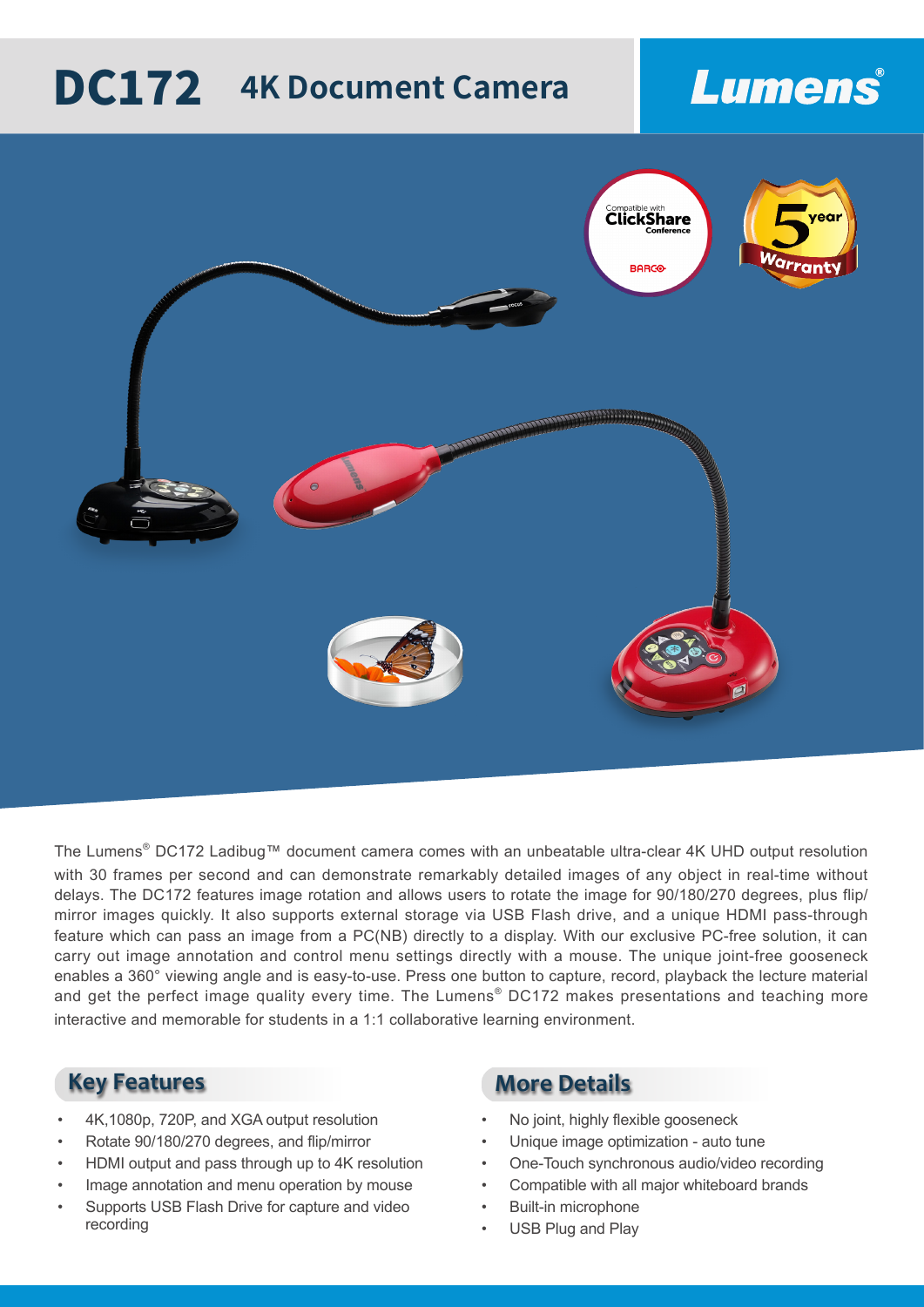# DC172 4K Document Camera

Lumens®

The Lumens® DC172 Ladibug™ document camera comes with an unbeatable ultra-clear 4K UHD output resolution with 30 frames per second and can demonstrate remarkably detailed images of any object in real-time without delays. The DC172 features image rotation and allows users to rotate the image for 90/180/270 degrees, plus flip/mirror images quickly. It also supports external storage via USB Flash drive, and a unique HDMI pass-through feature which can pass an image from a PC(NB) directly to a display. With our exclusive PC-free solution, it can carry out image annotation and control menu settings directly with a mouse. The unique joint-free gooseneck enables a 360° viewing angle and is easy-to-use. Press one button to capture, record, playback the lecture material and get the perfect image quality every time. The Lumens® DC172 makes presentations and teaching more interactive and memorable for students in a 1:1 collaborative learning environment.

## Key Features

- 4K,1080p, 720P, and XGA output resolution
- Rotate 90/180/270 degrees, and flip/mirror
- HDMI output and pass through up to 4K resolution
- Image annotation and menu operation by mouse
- Supports USB Flash Drive for capture and video recording

## More Details

- No joint, highly flexible gooseneck
- Unique image optimization - auto tune
- One-Touch synchronous audio/video recording
- Compatible with all major whiteboard brands
- Built-in microphone
- USB Plug and Play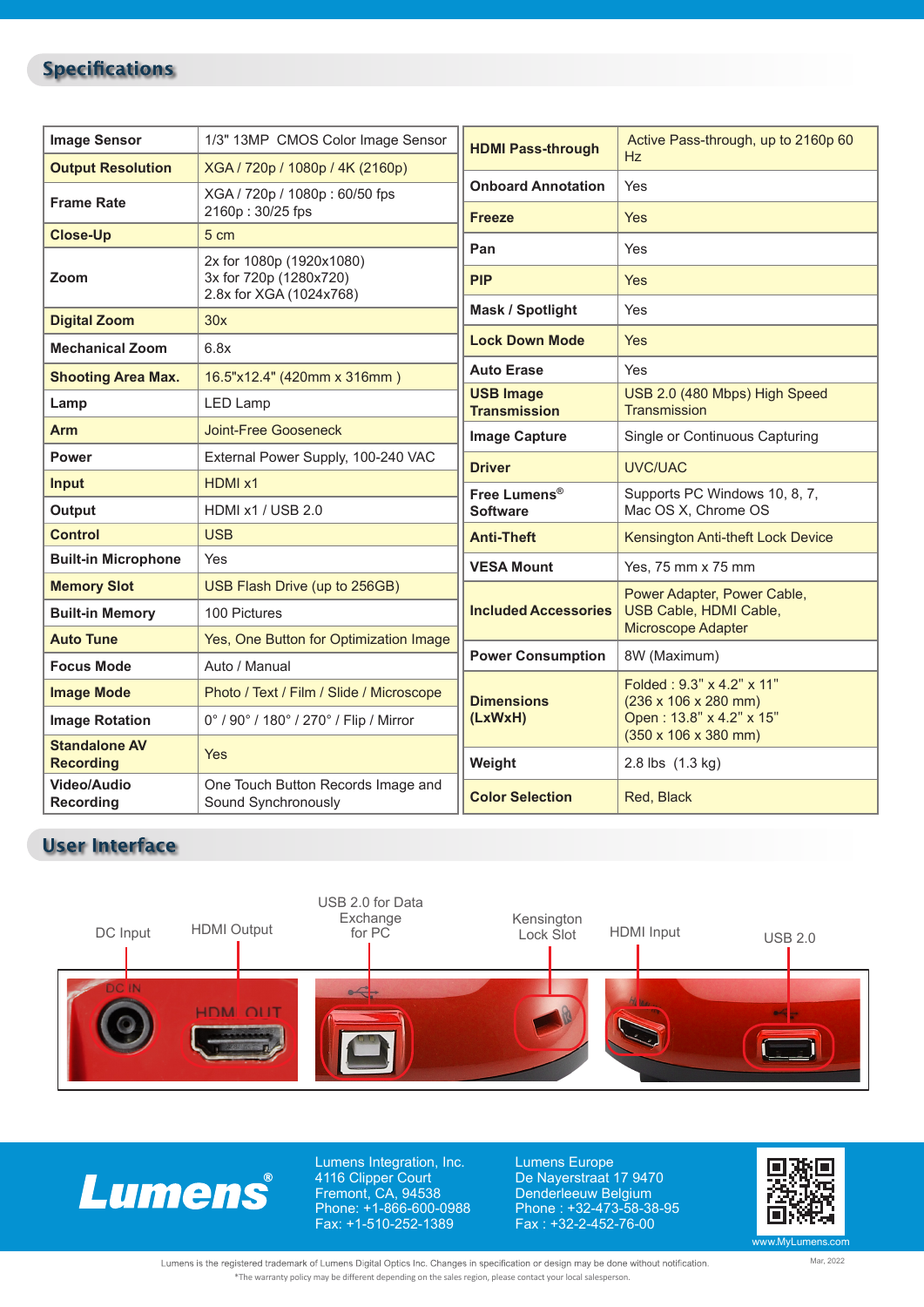## Specifications

| | |
|---|---|
| Image Sensor | 1/3" 13MP CMOS Color Image Sensor |
| Output Resolution | XGA / 720p / 1080p / 4K (2160p) |
| Frame Rate | XGA / 720p / 1080p : 60/50 fps<br>2160p : 30/25 fps |
| Close-Up | 5 cm |
| Zoom | 2x for 1080p (1920x1080)<br>3x for 720p (1280x720)<br>2.8x for XGA (1024x768) |
| Digital Zoom | 30x |
| Mechanical Zoom | 6.8x |
| Shooting Area Max. | 16.5"x12.4" (420mm x 316mm ) |
| Lamp | LED Lamp |
| Arm | Joint-Free Gooseneck |
| Power | External Power Supply, 100-240 VAC |
| Input | HDMI x1 |
| Output | HDMI x1 / USB 2.0 |
| Control | USB |
| Built-in Microphone | Yes |
| Memory Slot | USB Flash Drive (up to 256GB) |
| Built-in Memory | 100 Pictures |
| Auto Tune | Yes, One Button for Optimization Image |
| Focus Mode | Auto / Manual |
| Image Mode | Photo / Text / Film / Slide / Microscope |
| Image Rotation | 0° / 90° / 180° / 270° / Flip / Mirror |
| Standalone AV Recording | Yes |
| Video/Audio Recording | One Touch Button Records Image and Sound Synchronously |

| | |
|---|---|
| HDMI Pass-through | Active Pass-through, up to 2160p 60 Hz |
| Onboard Annotation | Yes |
| Freeze | Yes |
| Pan | Yes |
| PIP | Yes |
| Mask / Spotlight | Yes |
| Lock Down Mode | Yes |
| Auto Erase | Yes |
| USB Image Transmission | USB 2.0 (480 Mbps) High Speed Transmission |
| Image Capture | Single or Continuous Capturing |
| Driver | UVC/UAC |
| Free Lumens® Software | Supports PC Windows 10, 8, 7, Mac OS X, Chrome OS |
| Anti-Theft | Kensington Anti-theft Lock Device |
| VESA Mount | Yes, 75 mm x 75 mm |
| Included Accessories | Power Adapter, Power Cable, USB Cable, HDMI Cable, Microscope Adapter |
| Power Consumption | 8W (Maximum) |
| Dimensions (LxWxH) | Folded : 9.3" x 4.2" x 11" (236 x 106 x 280 mm)<br>Open : 13.8" x 4.2" x 15" (350 x 106 x 380 mm) |
| Weight | 2.8 lbs (1.3 kg) |
| Color Selection | Red, Black |

## User Interface

DC Input

HDMI Output

USB 2.0 for Data Exchange for PC

Kensington Lock Slot

HDMI Input

USB 2.0

Lumens®

Lumens Integration, Inc.
4116 Clipper Court
Fremont, CA, 94538
Phone: +1-866-600-0988
Fax: +1-510-252-1389

Lumens Europe
De Nayerstraat 17 9470
Denderleeuw Belgium
Phone : +32-473-58-38-95
Fax : +32-2-452-76-00

www.MyLumens.com

Lumens is the registered trademark of Lumens Digital Optics Inc. Changes in specification or design may be done without notification.

*The warranty policy may be different depending on the sales region, please contact your local salesperson.

Mar, 2022